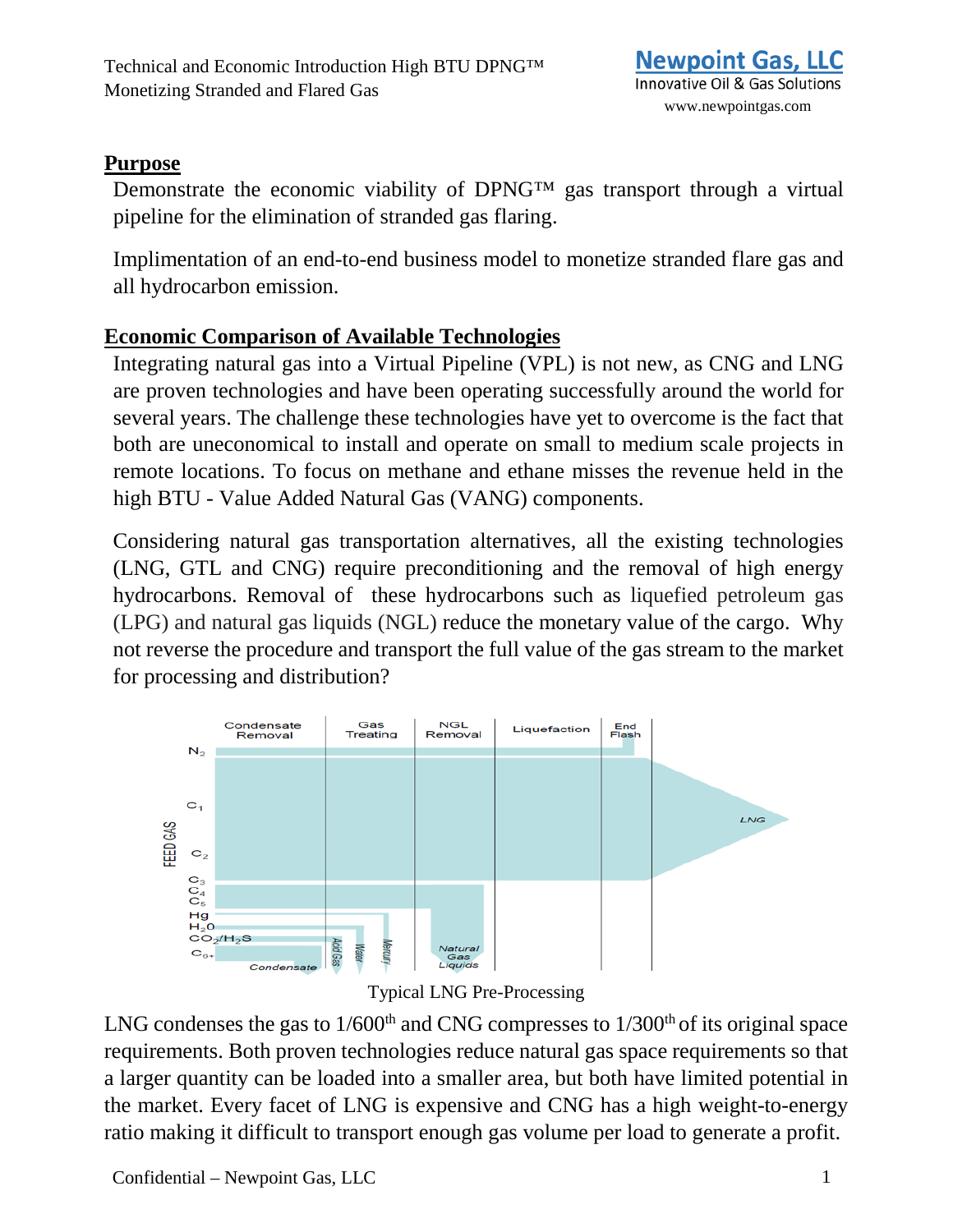## Purpose

Demonstrate the economic viability of DPNG™ gas transport through a virtual pipeline for the elimination of stranded gas flaring.

Implimentation of an end-to-end business model to monetize stranded flare gas and all hydrocarbon emission.

## Economic Comparison of Available Technologies

Integrating natural gas into a Virtual Pipeline (VPL) is not new, as CNG and LNG are proven technologies and have been operating successfully around the world for several years. The challenge these technologies have yet to overcome is the fact that both are uneconomical to install and operate on small to medium scale projects in remote locations. To focus on methane and ethane misses the revenue held in the high BTU - Value Added Natural Gas (VANG) components.

Considering natural gas transportation alternatives, all the existing technologies (LNG, GTL and CNG) require preconditioning and the removal of high energy hydrocarbons. Removal of these hydrocarbons such as liquefied petroleum gas (LPG) and natural gas liquids (NGL) reduce the monetary value of the cargo. Why not reverse the procedure and transport the full value of the gas stream to the market for processing and distribution?

Typical LNG Pre-Processing

LNG condenses the gas to 1/600th and CNG compresses to 1/300th of its original space requirements. Both proven technologies reduce natural gas space requirements so that a larger quantity can be loaded into a smaller area, but both have limited potential in the market. Every facet of LNG is expensive and CNG has a high weight-to-energy ratio making it difficult to transport enough gas volume per load to generate a profit.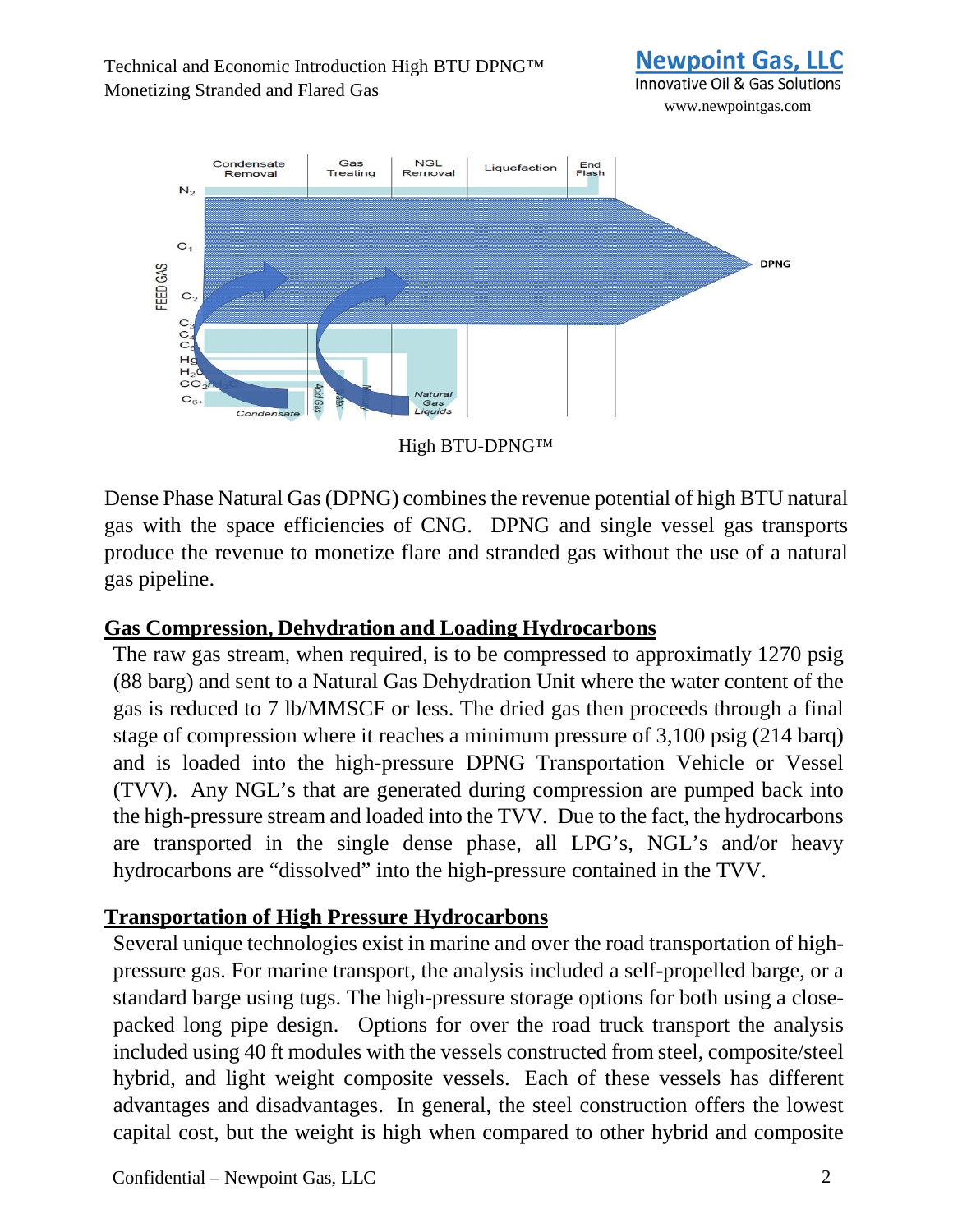High BTU-DPNG™

Dense Phase Natural Gas (DPNG) combines the revenue potential of high BTU natural gas with the space efficiencies of CNG. DPNG and single vessel gas transports produce the revenue to monetize flare and stranded gas without the use of a natural gas pipeline.

## Gas Compression, Dehydration and Loading Hydrocarbons

The raw gas stream, when required, is to be compressed to approximatly 1270 psig (88 barg) and sent to a Natural Gas Dehydration Unit where the water content of the gas is reduced to 7 lb/MMSCF or less. The dried gas then proceeds through a final stage of compression where it reaches a minimum pressure of 3,100 psig (214 barq) and is loaded into the high-pressure DPNG Transportation Vehicle or Vessel (TVV). Any NGL's that are generated during compression are pumped back into the high-pressure stream and loaded into the TVV. Due to the fact, the hydrocarbons are transported in the single dense phase, all LPG's, NGL's and/or heavy hydrocarbons are "dissolved" into the high-pressure contained in the TVV.

## Transportation of High Pressure Hydrocarbons

Several unique technologies exist in marine and over the road transportation of high-pressure gas. For marine transport, the analysis included a self-propelled barge, or a standard barge using tugs. The high-pressure storage options for both using a close-packed long pipe design. Options for over the road truck transport the analysis included using 40 ft modules with the vessels constructed from steel, composite/steel hybrid, and light weight composite vessels. Each of these vessels has different advantages and disadvantages. In general, the steel construction offers the lowest capital cost, but the weight is high when compared to other hybrid and composite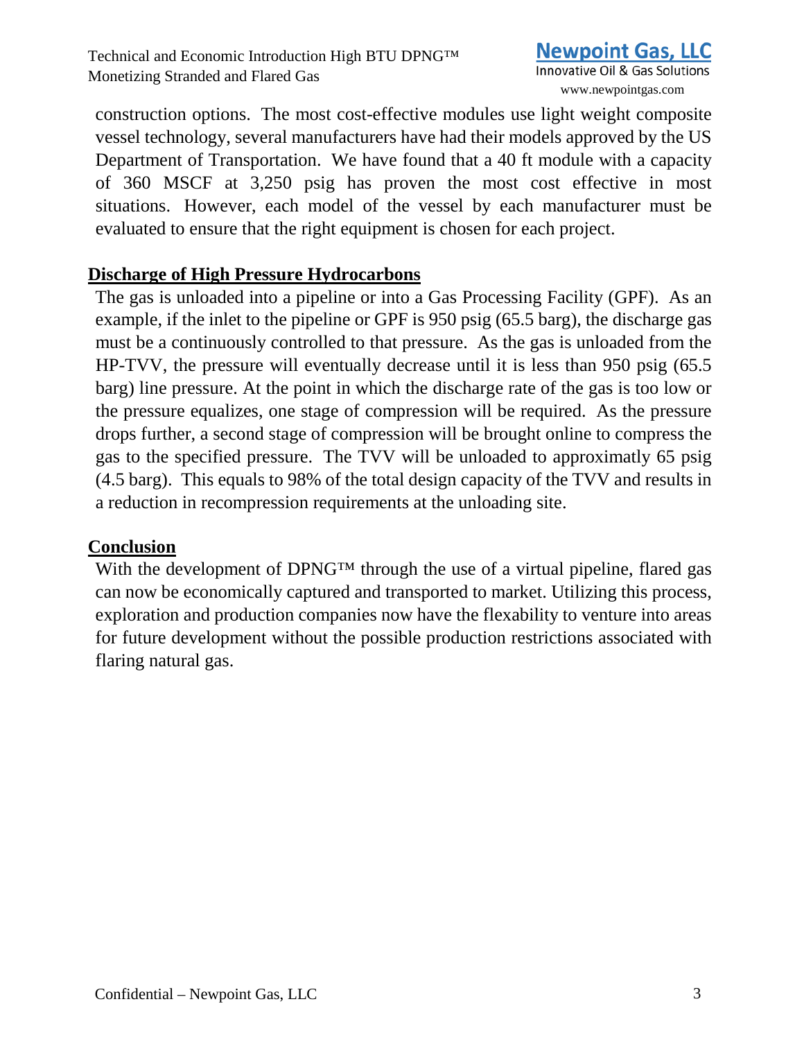construction options. The most cost-effective modules use light weight composite vessel technology, several manufacturers have had their models approved by the US Department of Transportation. We have found that a 40 ft module with a capacity of 360 MSCF at 3,250 psig has proven the most cost effective in most situations. However, each model of the vessel by each manufacturer must be evaluated to ensure that the right equipment is chosen for each project.

## Discharge of High Pressure Hydrocarbons

The gas is unloaded into a pipeline or into a Gas Processing Facility (GPF). As an example, if the inlet to the pipeline or GPF is 950 psig (65.5 barg), the discharge gas must be a continuously controlled to that pressure. As the gas is unloaded from the HP-TVV, the pressure will eventually decrease until it is less than 950 psig (65.5 barg) line pressure. At the point in which the discharge rate of the gas is too low or the pressure equalizes, one stage of compression will be required. As the pressure drops further, a second stage of compression will be brought online to compress the gas to the specified pressure. The TVV will be unloaded to approximately 65 psig (4.5 barg). This equals to 98% of the total design capacity of the TVV and results in a reduction in recompression requirements at the unloading site.

## Conclusion

With the development of DPNG™ through the use of a virtual pipeline, flared gas can now be economically captured and transported to market. Utilizing this process, exploration and production companies now have the flexability to venture into areas for future development without the possible production restrictions associated with flaring natural gas.